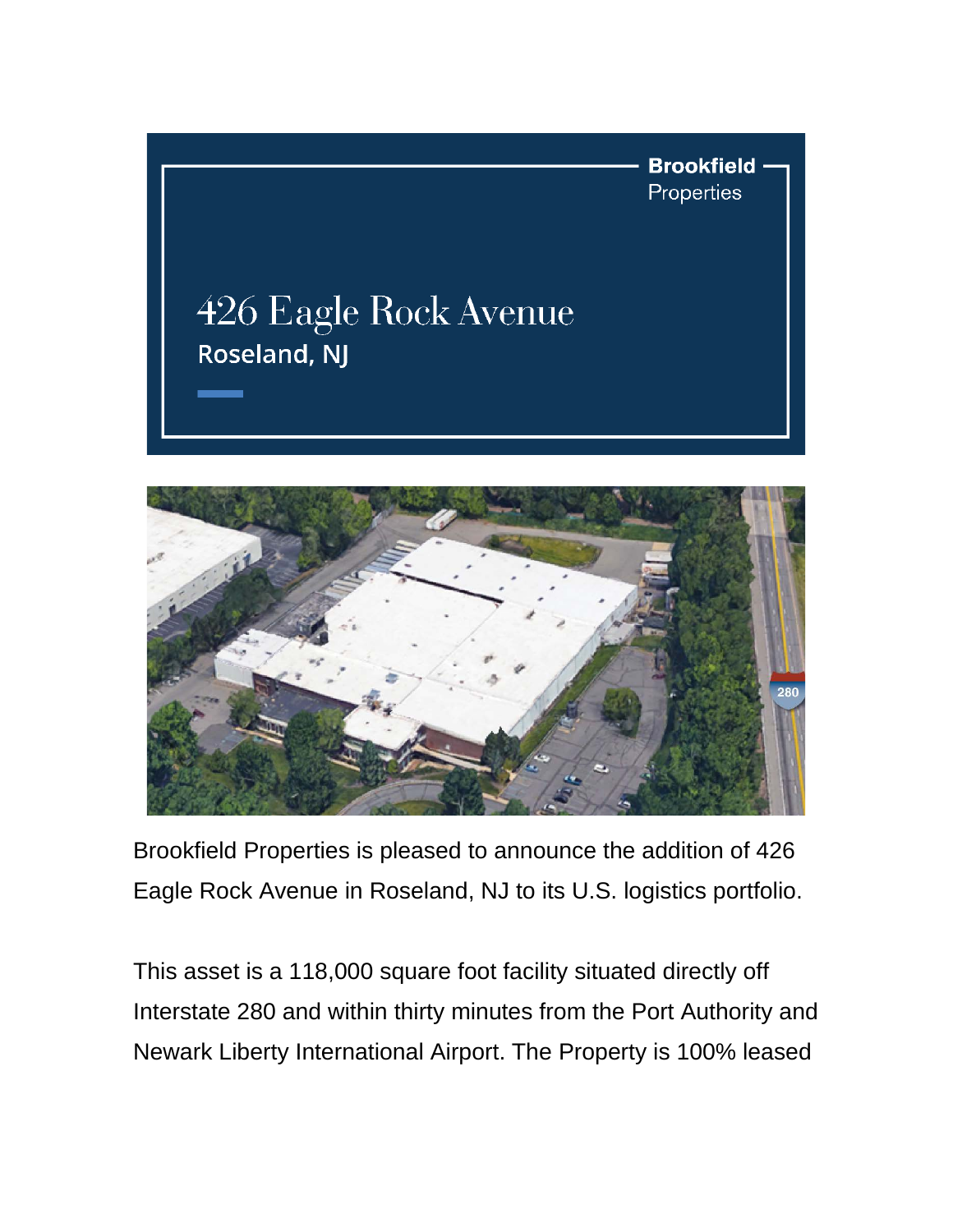Brookfield Properties

# 426 Eagle Rock Avenue

**Roseland, NJ**

Brookfield Properties is pleased to announce the addition of 426 Eagle Rock Avenue in Roseland, NJ to its U.S. logistics portfolio.

This asset is a 118,000 square foot facility situated directly off Interstate 280 and within thirty minutes from the Port Authority and Newark Liberty International Airport. The Property is 100% leased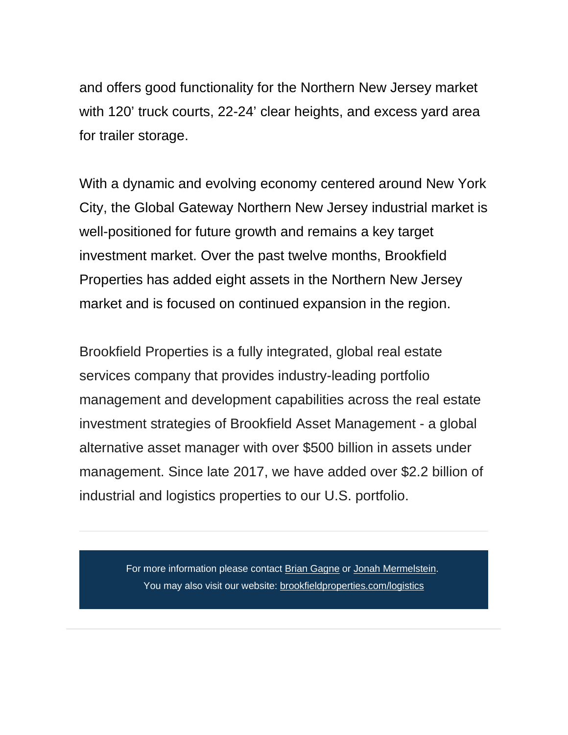and offers good functionality for the Northern New Jersey market with 120' truck courts, 22-24' clear heights, and excess yard area for trailer storage.

With a dynamic and evolving economy centered around New York City, the Global Gateway Northern New Jersey industrial market is well-positioned for future growth and remains a key target investment market. Over the past twelve months, Brookfield Properties has added eight assets in the Northern New Jersey market and is focused on continued expansion in the region.

Brookfield Properties is a fully integrated, global real estate services company that provides industry-leading portfolio management and development capabilities across the real estate investment strategies of Brookfield Asset Management - a global alternative asset manager with over $500 billion in assets under management. Since late 2017, we have added over $2.2 billion of industrial and logistics properties to our U.S. portfolio.

---

For more information please contact Brian Gagne or Jonah Mermelstein.
You may also visit our website: brookfieldproperties.com/logistics